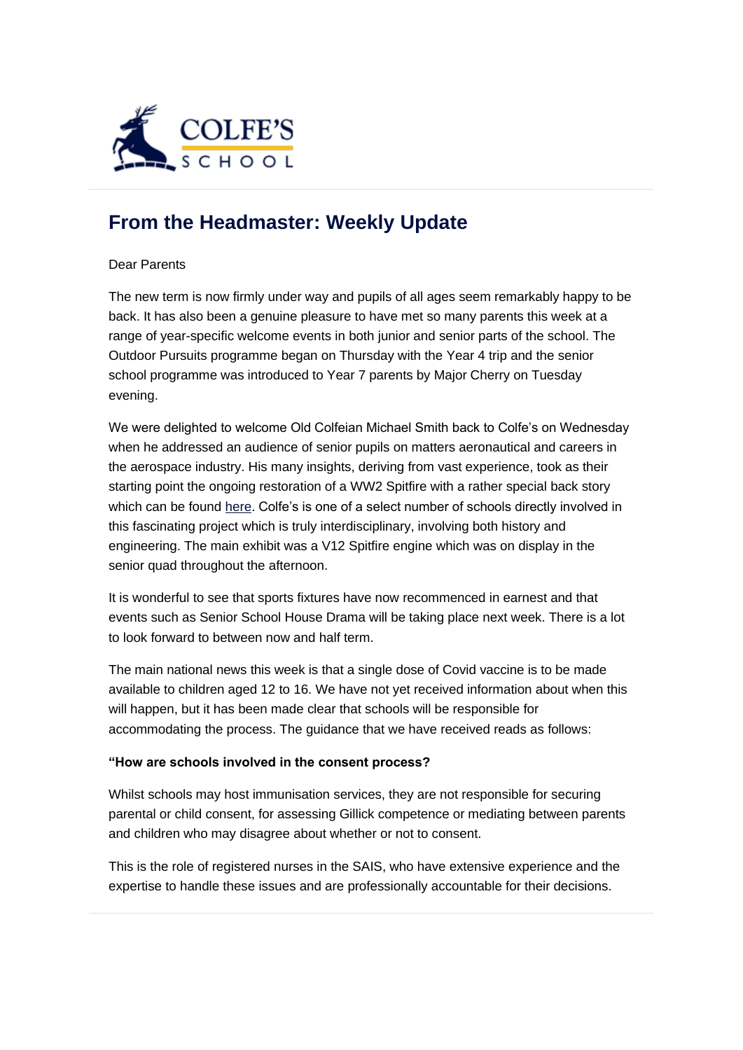COLFE'S SCHOOL

## From the Headmaster: Weekly Update

Dear Parents

The new term is now firmly under way and pupils of all ages seem remarkably happy to be back. It has also been a genuine pleasure to have met so many parents this week at a range of year-specific welcome events in both junior and senior parts of the school. The Outdoor Pursuits programme began on Thursday with the Year 4 trip and the senior school programme was introduced to Year 7 parents by Major Cherry on Tuesday evening.

We were delighted to welcome Old Colfeian Michael Smith back to Colfe's on Wednesday when he addressed an audience of senior pupils on matters aeronautical and careers in the aerospace industry. His many insights, deriving from vast experience, took as their starting point the ongoing restoration of a WW2 Spitfire with a rather special back story which can be found here. Colfe's is one of a select number of schools directly involved in this fascinating project which is truly interdisciplinary, involving both history and engineering. The main exhibit was a V12 Spitfire engine which was on display in the senior quad throughout the afternoon.

It is wonderful to see that sports fixtures have now recommenced in earnest and that events such as Senior School House Drama will be taking place next week. There is a lot to look forward to between now and half term.

The main national news this week is that a single dose of Covid vaccine is to be made available to children aged 12 to 16. We have not yet received information about when this will happen, but it has been made clear that schools will be responsible for accommodating the process. The guidance that we have received reads as follows:

**"How are schools involved in the consent process?**

Whilst schools may host immunisation services, they are not responsible for securing parental or child consent, for assessing Gillick competence or mediating between parents and children who may disagree about whether or not to consent.

This is the role of registered nurses in the SAIS, who have extensive experience and the expertise to handle these issues and are professionally accountable for their decisions.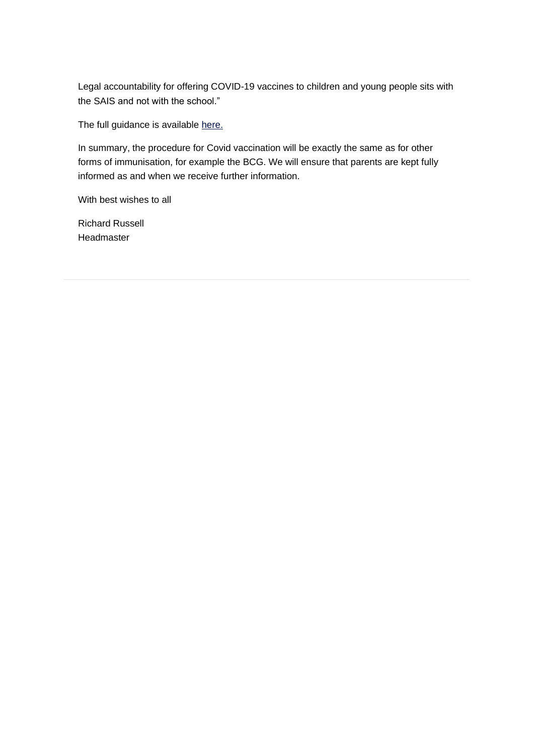Legal accountability for offering COVID-19 vaccines to children and young people sits with the SAIS and not with the school."

The full guidance is available here.

In summary, the procedure for Covid vaccination will be exactly the same as for other forms of immunisation, for example the BCG. We will ensure that parents are kept fully informed as and when we receive further information.

With best wishes to all

Richard Russell  
Headmaster

---